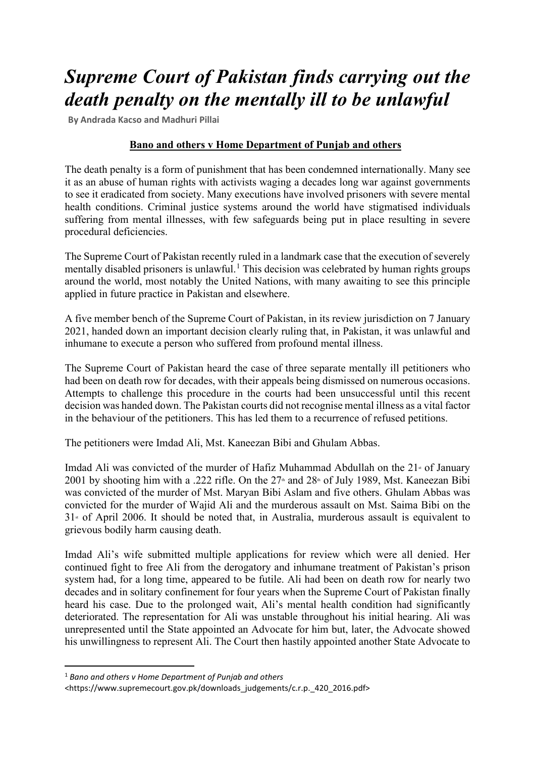# *Supreme Court of Pakistan finds carrying out the death penalty on the mentally ill to be unlawful*

**By Andrada Kacso and Madhuri Pillai**

**Bano and others v Home Department of Punjab and others**

The death penalty is a form of punishment that has been condemned internationally. Many see it as an abuse of human rights with activists waging a decades long war against governments to see it eradicated from society. Many executions have involved prisoners with severe mental health conditions. Criminal justice systems around the world have stigmatised individuals suffering from mental illnesses, with few safeguards being put in place resulting in severe procedural deficiencies.

The Supreme Court of Pakistan recently ruled in a landmark case that the execution of severely mentally disabled prisoners is unlawful.[1] This decision was celebrated by human rights groups around the world, most notably the United Nations, with many awaiting to see this principle applied in future practice in Pakistan and elsewhere.

A five member bench of the Supreme Court of Pakistan, in its review jurisdiction on 7 January 2021, handed down an important decision clearly ruling that, in Pakistan, it was unlawful and inhumane to execute a person who suffered from profound mental illness.

The Supreme Court of Pakistan heard the case of three separate mentally ill petitioners who had been on death row for decades, with their appeals being dismissed on numerous occasions. Attempts to challenge this procedure in the courts had been unsuccessful until this recent decision was handed down. The Pakistan courts did not recognise mental illness as a vital factor in the behaviour of the petitioners. This has led them to a recurrence of refused petitions.

The petitioners were Imdad Ali, Mst. Kaneezan Bibi and Ghulam Abbas.

Imdad Ali was convicted of the murder of Hafiz Muhammad Abdullah on the 21st of January 2001 by shooting him with a .222 rifle. On the 27th and 28th of July 1989, Mst. Kaneezan Bibi was convicted of the murder of Mst. Maryan Bibi Aslam and five others. Ghulam Abbas was convicted for the murder of Wajid Ali and the murderous assault on Mst. Saima Bibi on the 31st of April 2006. It should be noted that, in Australia, murderous assault is equivalent to grievous bodily harm causing death.

Imdad Ali's wife submitted multiple applications for review which were all denied. Her continued fight to free Ali from the derogatory and inhumane treatment of Pakistan's prison system had, for a long time, appeared to be futile. Ali had been on death row for nearly two decades and in solitary confinement for four years when the Supreme Court of Pakistan finally heard his case. Due to the prolonged wait, Ali's mental health condition had significantly deteriorated. The representation for Ali was unstable throughout his initial hearing. Ali was unrepresented until the State appointed an Advocate for him but, later, the Advocate showed his unwillingness to represent Ali. The Court then hastily appointed another State Advocate to

---

[1] *Bano and others v Home Department of Punjab and others* <https://www.supremecourt.gov.pk/downloads_judgements/c.r.p._420_2016.pdf>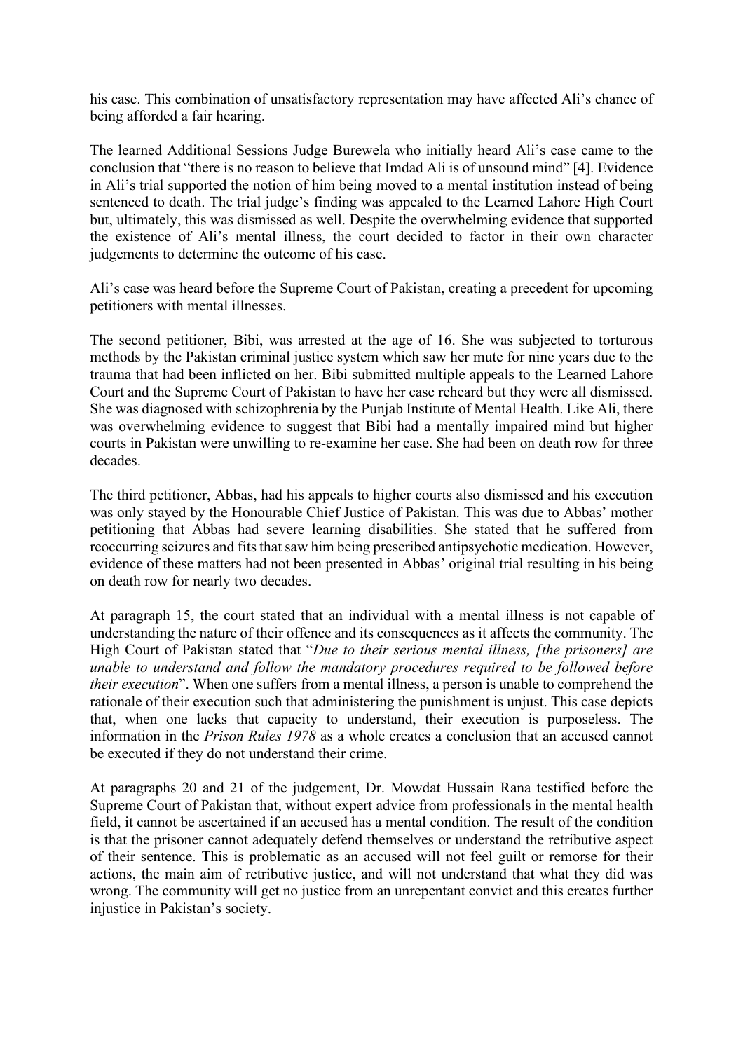his case. This combination of unsatisfactory representation may have affected Ali's chance of being afforded a fair hearing.

The learned Additional Sessions Judge Burewela who initially heard Ali's case came to the conclusion that "there is no reason to believe that Imdad Ali is of unsound mind" [4]. Evidence in Ali's trial supported the notion of him being moved to a mental institution instead of being sentenced to death. The trial judge's finding was appealed to the Learned Lahore High Court but, ultimately, this was dismissed as well. Despite the overwhelming evidence that supported the existence of Ali's mental illness, the court decided to factor in their own character judgements to determine the outcome of his case.

Ali's case was heard before the Supreme Court of Pakistan, creating a precedent for upcoming petitioners with mental illnesses.

The second petitioner, Bibi, was arrested at the age of 16. She was subjected to torturous methods by the Pakistan criminal justice system which saw her mute for nine years due to the trauma that had been inflicted on her. Bibi submitted multiple appeals to the Learned Lahore Court and the Supreme Court of Pakistan to have her case reheard but they were all dismissed. She was diagnosed with schizophrenia by the Punjab Institute of Mental Health. Like Ali, there was overwhelming evidence to suggest that Bibi had a mentally impaired mind but higher courts in Pakistan were unwilling to re-examine her case. She had been on death row for three decades.

The third petitioner, Abbas, had his appeals to higher courts also dismissed and his execution was only stayed by the Honourable Chief Justice of Pakistan. This was due to Abbas' mother petitioning that Abbas had severe learning disabilities. She stated that he suffered from reoccurring seizures and fits that saw him being prescribed antipsychotic medication. However, evidence of these matters had not been presented in Abbas' original trial resulting in his being on death row for nearly two decades.

At paragraph 15, the court stated that an individual with a mental illness is not capable of understanding the nature of their offence and its consequences as it affects the community. The High Court of Pakistan stated that "*Due to their serious mental illness, [the prisoners] are unable to understand and follow the mandatory procedures required to be followed before their execution*". When one suffers from a mental illness, a person is unable to comprehend the rationale of their execution such that administering the punishment is unjust. This case depicts that, when one lacks that capacity to understand, their execution is purposeless. The information in the *Prison Rules 1978* as a whole creates a conclusion that an accused cannot be executed if they do not understand their crime.

At paragraphs 20 and 21 of the judgement, Dr. Mowdat Hussain Rana testified before the Supreme Court of Pakistan that, without expert advice from professionals in the mental health field, it cannot be ascertained if an accused has a mental condition. The result of the condition is that the prisoner cannot adequately defend themselves or understand the retributive aspect of their sentence. This is problematic as an accused will not feel guilt or remorse for their actions, the main aim of retributive justice, and will not understand that what they did was wrong. The community will get no justice from an unrepentant convict and this creates further injustice in Pakistan's society.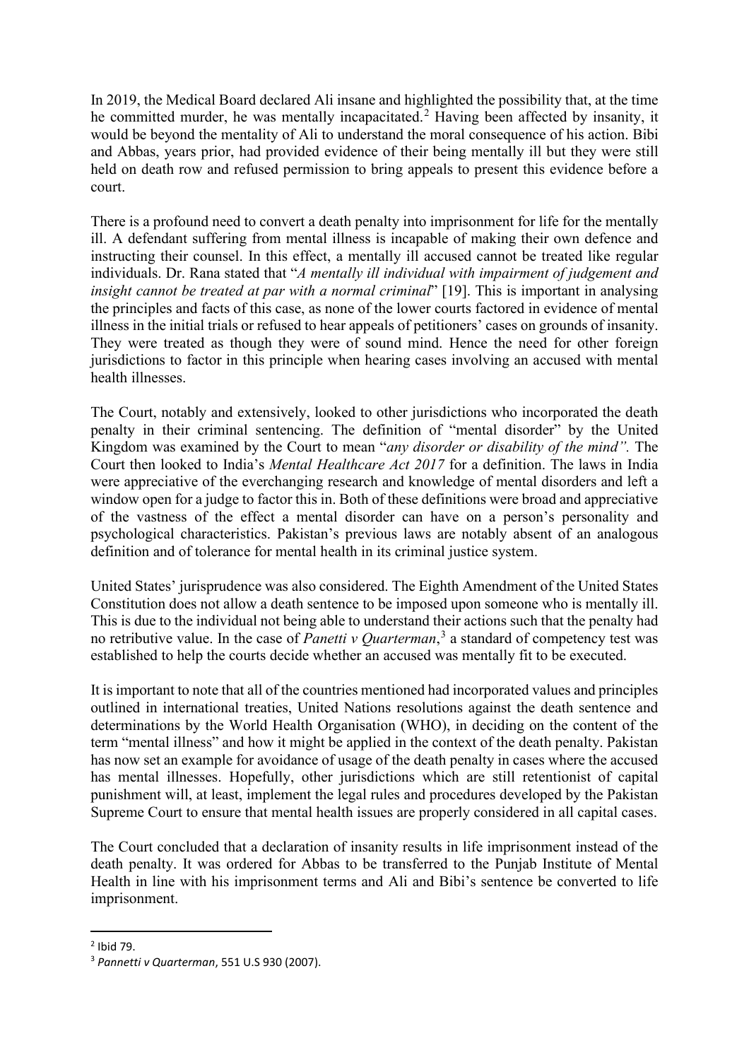In 2019, the Medical Board declared Ali insane and highlighted the possibility that, at the time he committed murder, he was mentally incapacitated.[2] Having been affected by insanity, it would be beyond the mentality of Ali to understand the moral consequence of his action. Bibi and Abbas, years prior, had provided evidence of their being mentally ill but they were still held on death row and refused permission to bring appeals to present this evidence before a court.

There is a profound need to convert a death penalty into imprisonment for life for the mentally ill. A defendant suffering from mental illness is incapable of making their own defence and instructing their counsel. In this effect, a mentally ill accused cannot be treated like regular individuals. Dr. Rana stated that "*A mentally ill individual with impairment of judgement and insight cannot be treated at par with a normal criminal*" [19]. This is important in analysing the principles and facts of this case, as none of the lower courts factored in evidence of mental illness in the initial trials or refused to hear appeals of petitioners' cases on grounds of insanity. They were treated as though they were of sound mind. Hence the need for other foreign jurisdictions to factor in this principle when hearing cases involving an accused with mental health illnesses.

The Court, notably and extensively, looked to other jurisdictions who incorporated the death penalty in their criminal sentencing. The definition of "mental disorder" by the United Kingdom was examined by the Court to mean "*any disorder or disability of the mind".* The Court then looked to India's *Mental Healthcare Act 2017* for a definition. The laws in India were appreciative of the everchanging research and knowledge of mental disorders and left a window open for a judge to factor this in. Both of these definitions were broad and appreciative of the vastness of the effect a mental disorder can have on a person's personality and psychological characteristics. Pakistan's previous laws are notably absent of an analogous definition and of tolerance for mental health in its criminal justice system.

United States' jurisprudence was also considered. The Eighth Amendment of the United States Constitution does not allow a death sentence to be imposed upon someone who is mentally ill. This is due to the individual not being able to understand their actions such that the penalty had no retributive value. In the case of *Panetti v Quarterman*,[3] a standard of competency test was established to help the courts decide whether an accused was mentally fit to be executed.

It is important to note that all of the countries mentioned had incorporated values and principles outlined in international treaties, United Nations resolutions against the death sentence and determinations by the World Health Organisation (WHO), in deciding on the content of the term "mental illness" and how it might be applied in the context of the death penalty. Pakistan has now set an example for avoidance of usage of the death penalty in cases where the accused has mental illnesses. Hopefully, other jurisdictions which are still retentionist of capital punishment will, at least, implement the legal rules and procedures developed by the Pakistan Supreme Court to ensure that mental health issues are properly considered in all capital cases.

The Court concluded that a declaration of insanity results in life imprisonment instead of the death penalty. It was ordered for Abbas to be transferred to the Punjab Institute of Mental Health in line with his imprisonment terms and Ali and Bibi's sentence be converted to life imprisonment.

---

[2] Ibid 79.

[3] *Pannetti v Quarterman*, 551 U.S 930 (2007).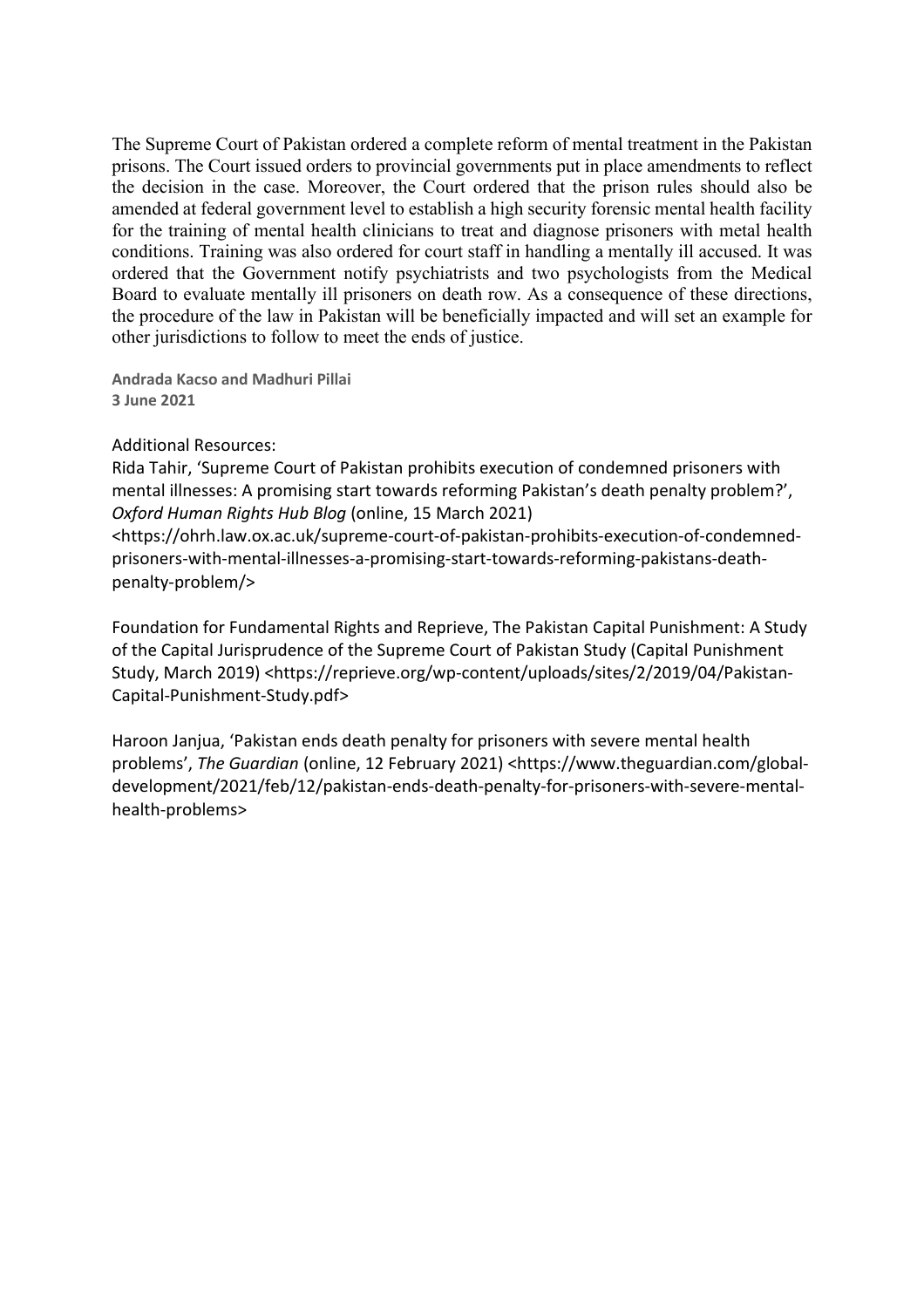The Supreme Court of Pakistan ordered a complete reform of mental treatment in the Pakistan prisons. The Court issued orders to provincial governments put in place amendments to reflect the decision in the case. Moreover, the Court ordered that the prison rules should also be amended at federal government level to establish a high security forensic mental health facility for the training of mental health clinicians to treat and diagnose prisoners with metal health conditions. Training was also ordered for court staff in handling a mentally ill accused. It was ordered that the Government notify psychiatrists and two psychologists from the Medical Board to evaluate mentally ill prisoners on death row. As a consequence of these directions, the procedure of the law in Pakistan will be beneficially impacted and will set an example for other jurisdictions to follow to meet the ends of justice.

**Andrada Kacso and Madhuri Pillai**
**3 June 2021**

Additional Resources:

Rida Tahir, 'Supreme Court of Pakistan prohibits execution of condemned prisoners with mental illnesses: A promising start towards reforming Pakistan's death penalty problem?', *Oxford Human Rights Hub Blog* (online, 15 March 2021) <https://ohrh.law.ox.ac.uk/supreme-court-of-pakistan-prohibits-execution-of-condemned-prisoners-with-mental-illnesses-a-promising-start-towards-reforming-pakistans-death-penalty-problem/>

Foundation for Fundamental Rights and Reprieve, The Pakistan Capital Punishment: A Study of the Capital Jurisprudence of the Supreme Court of Pakistan Study (Capital Punishment Study, March 2019) <https://reprieve.org/wp-content/uploads/sites/2/2019/04/Pakistan-Capital-Punishment-Study.pdf>

Haroon Janjua, 'Pakistan ends death penalty for prisoners with severe mental health problems', *The Guardian* (online, 12 February 2021) <https://www.theguardian.com/global-development/2021/feb/12/pakistan-ends-death-penalty-for-prisoners-with-severe-mental-health-problems>